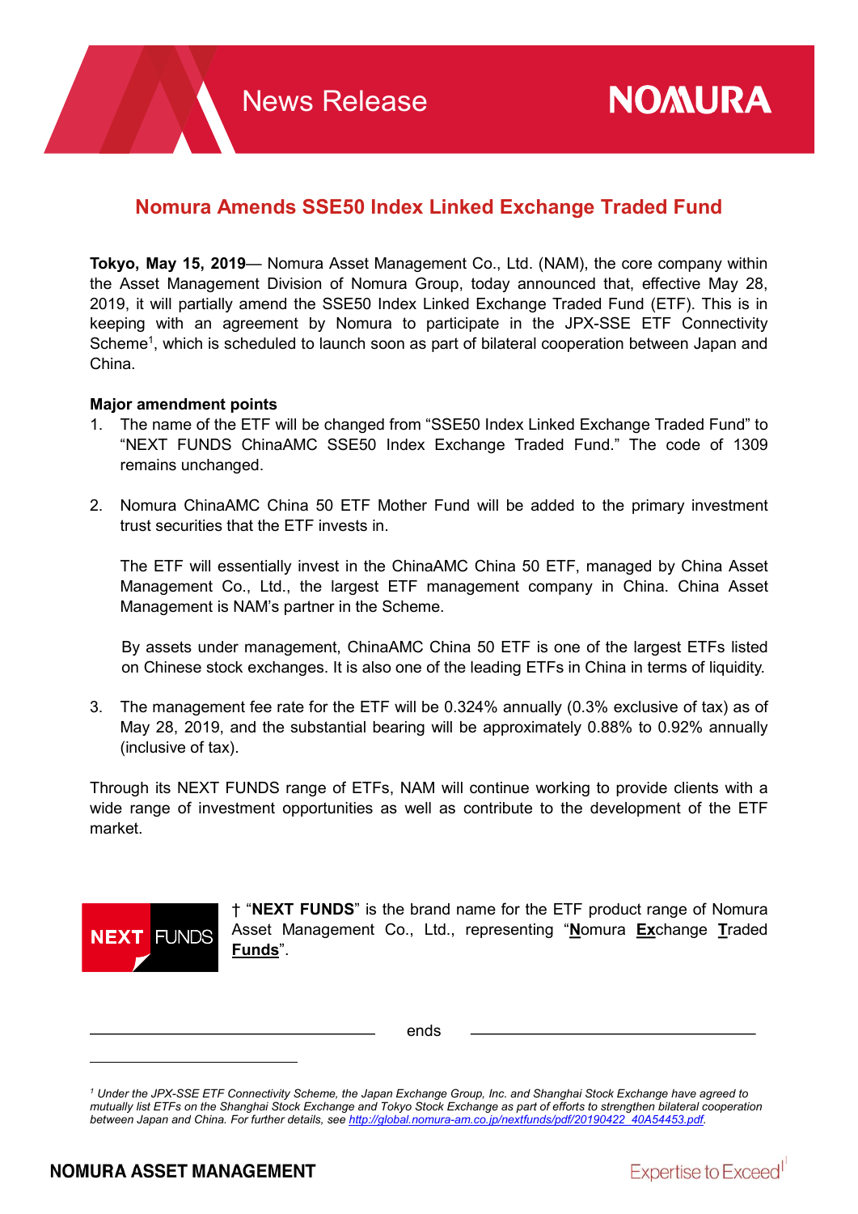# Nomura Amends SSE50 Index Linked Exchange Traded Fund

**Tokyo, May 15, 2019**— Nomura Asset Management Co., Ltd. (NAM), the core company within the Asset Management Division of Nomura Group, today announced that, effective May 28, 2019, it will partially amend the SSE50 Index Linked Exchange Traded Fund (ETF). This is in keeping with an agreement by Nomura to participate in the JPX-SSE ETF Connectivity Scheme[1], which is scheduled to launch soon as part of bilateral cooperation between Japan and China.

**Major amendment points**

1. The name of the ETF will be changed from "SSE50 Index Linked Exchange Traded Fund" to "NEXT FUNDS ChinaAMC SSE50 Index Exchange Traded Fund." The code of 1309 remains unchanged.

2. Nomura ChinaAMC China 50 ETF Mother Fund will be added to the primary investment trust securities that the ETF invests in.

   The ETF will essentially invest in the ChinaAMC China 50 ETF, managed by China Asset Management Co., Ltd., the largest ETF management company in China. China Asset Management is NAM's partner in the Scheme.

   By assets under management, ChinaAMC China 50 ETF is one of the largest ETFs listed on Chinese stock exchanges. It is also one of the leading ETFs in China in terms of liquidity.

3. The management fee rate for the ETF will be 0.324% annually (0.3% exclusive of tax) as of May 28, 2019, and the substantial bearing will be approximately 0.88% to 0.92% annually (inclusive of tax).

Through its NEXT FUNDS range of ETFs, NAM will continue working to provide clients with a wide range of investment opportunities as well as contribute to the development of the ETF market.

NEXT FUNDS

† "**NEXT FUNDS**" is the brand name for the ETF product range of Nomura Asset Management Co., Ltd., representing "**N**omura **Ex**change **T**raded **Funds**".

ends

[1] *Under the JPX-SSE ETF Connectivity Scheme, the Japan Exchange Group, Inc. and Shanghai Stock Exchange have agreed to mutually list ETFs on the Shanghai Stock Exchange and Tokyo Stock Exchange as part of efforts to strengthen bilateral cooperation between Japan and China. For further details, see http://global.nomura-am.co.jp/nextfunds/pdf/20190422_40A54453.pdf.*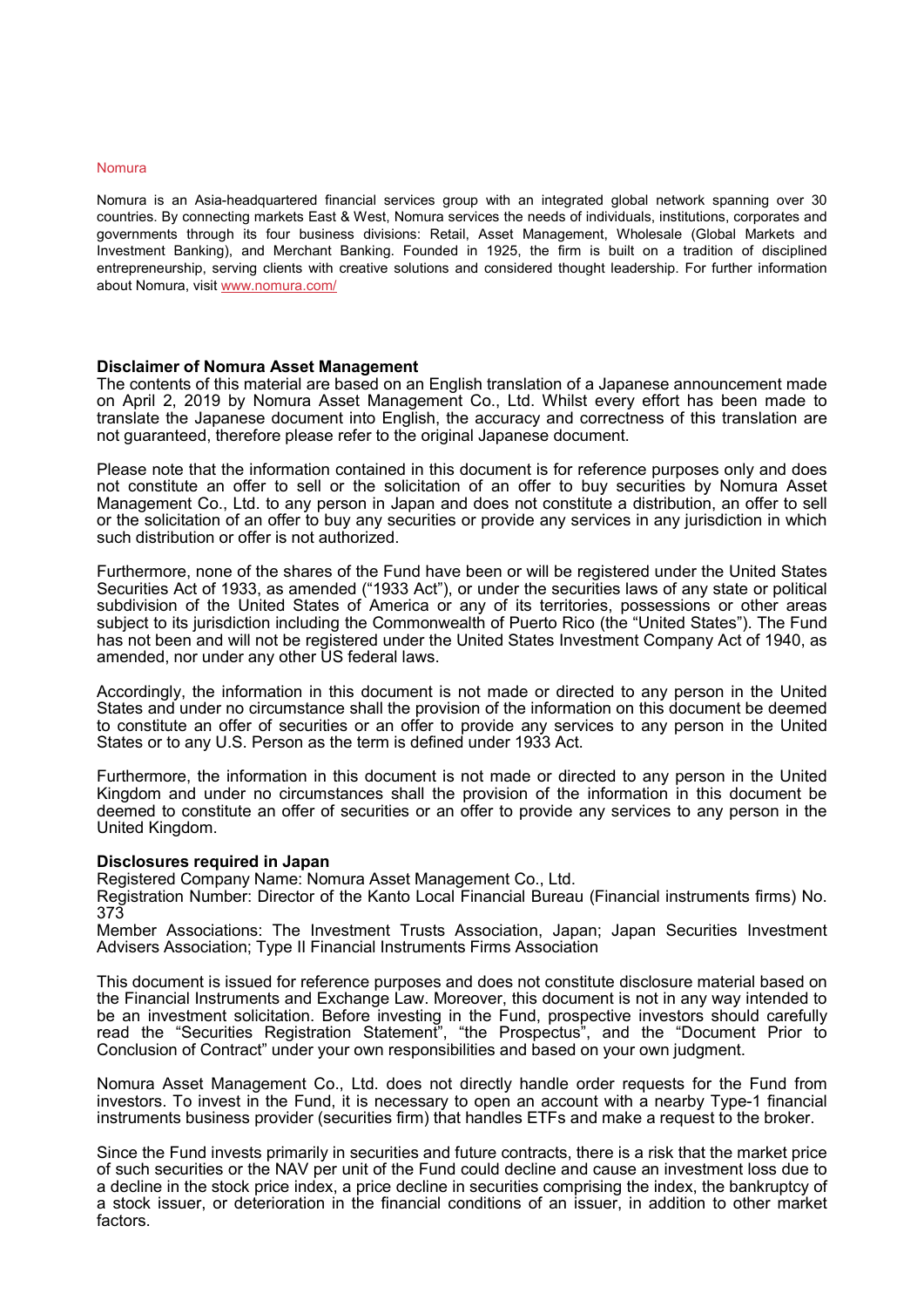Nomura

Nomura is an Asia-headquartered financial services group with an integrated global network spanning over 30 countries. By connecting markets East & West, Nomura services the needs of individuals, institutions, corporates and governments through its four business divisions: Retail, Asset Management, Wholesale (Global Markets and Investment Banking), and Merchant Banking. Founded in 1925, the firm is built on a tradition of disciplined entrepreneurship, serving clients with creative solutions and considered thought leadership. For further information about Nomura, visit [www.nomura.com/](www.nomura.com/)

**Disclaimer of Nomura Asset Management**

The contents of this material are based on an English translation of a Japanese announcement made on April 2, 2019 by Nomura Asset Management Co., Ltd. Whilst every effort has been made to translate the Japanese document into English, the accuracy and correctness of this translation are not guaranteed, therefore please refer to the original Japanese document.

Please note that the information contained in this document is for reference purposes only and does not constitute an offer to sell or the solicitation of an offer to buy securities by Nomura Asset Management Co., Ltd. to any person in Japan and does not constitute a distribution, an offer to sell or the solicitation of an offer to buy any securities or provide any services in any jurisdiction in which such distribution or offer is not authorized.

Furthermore, none of the shares of the Fund have been or will be registered under the United States Securities Act of 1933, as amended ("1933 Act"), or under the securities laws of any state or political subdivision of the United States of America or any of its territories, possessions or other areas subject to its jurisdiction including the Commonwealth of Puerto Rico (the "United States"). The Fund has not been and will not be registered under the United States Investment Company Act of 1940, as amended, nor under any other US federal laws.

Accordingly, the information in this document is not made or directed to any person in the United States and under no circumstance shall the provision of the information on this document be deemed to constitute an offer of securities or an offer to provide any services to any person in the United States or to any U.S. Person as the term is defined under 1933 Act.

Furthermore, the information in this document is not made or directed to any person in the United Kingdom and under no circumstances shall the provision of the information in this document be deemed to constitute an offer of securities or an offer to provide any services to any person in the United Kingdom.

**Disclosures required in Japan**

Registered Company Name: Nomura Asset Management Co., Ltd.
Registration Number: Director of the Kanto Local Financial Bureau (Financial instruments firms) No. 373
Member Associations: The Investment Trusts Association, Japan; Japan Securities Investment Advisers Association; Type II Financial Instruments Firms Association

This document is issued for reference purposes and does not constitute disclosure material based on the Financial Instruments and Exchange Law. Moreover, this document is not in any way intended to be an investment solicitation. Before investing in the Fund, prospective investors should carefully read the "Securities Registration Statement", "the Prospectus", and the "Document Prior to Conclusion of Contract" under your own responsibilities and based on your own judgment.

Nomura Asset Management Co., Ltd. does not directly handle order requests for the Fund from investors. To invest in the Fund, it is necessary to open an account with a nearby Type-1 financial instruments business provider (securities firm) that handles ETFs and make a request to the broker.

Since the Fund invests primarily in securities and future contracts, there is a risk that the market price of such securities or the NAV per unit of the Fund could decline and cause an investment loss due to a decline in the stock price index, a price decline in securities comprising the index, the bankruptcy of a stock issuer, or deterioration in the financial conditions of an issuer, in addition to other market factors.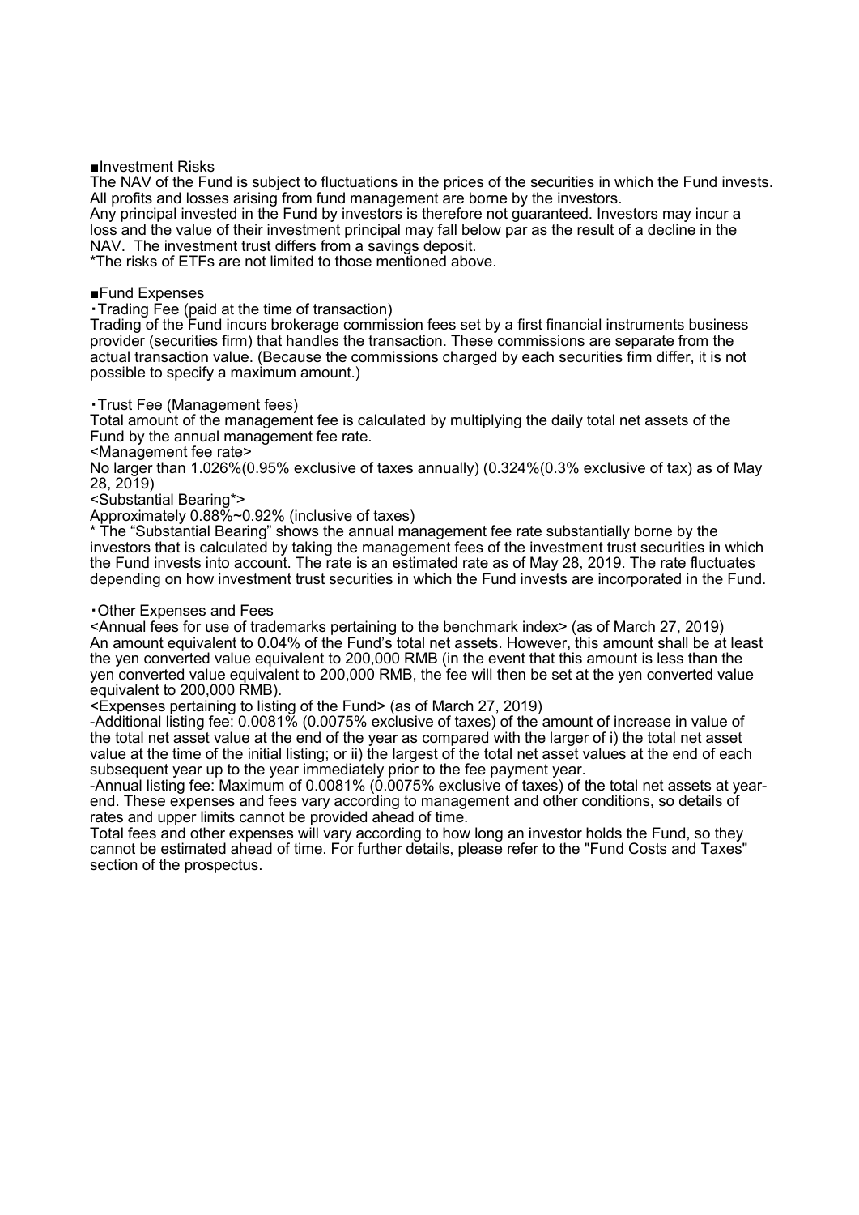■Investment Risks

The NAV of the Fund is subject to fluctuations in the prices of the securities in which the Fund invests. All profits and losses arising from fund management are borne by the investors.
Any principal invested in the Fund by investors is therefore not guaranteed. Investors may incur a loss and the value of their investment principal may fall below par as the result of a decline in the NAV. The investment trust differs from a savings deposit.
*The risks of ETFs are not limited to those mentioned above.

■Fund Expenses

・Trading Fee (paid at the time of transaction)
Trading of the Fund incurs brokerage commission fees set by a first financial instruments business provider (securities firm) that handles the transaction. These commissions are separate from the actual transaction value. (Because the commissions charged by each securities firm differ, it is not possible to specify a maximum amount.)

・Trust Fee (Management fees)
Total amount of the management fee is calculated by multiplying the daily total net assets of the Fund by the annual management fee rate.
<Management fee rate>
No larger than 1.026%(0.95% exclusive of taxes annually) (0.324%(0.3% exclusive of tax) as of May 28, 2019)
<Substantial Bearing*>
Approximately 0.88%~0.92% (inclusive of taxes)
* The "Substantial Bearing" shows the annual management fee rate substantially borne by the investors that is calculated by taking the management fees of the investment trust securities in which the Fund invests into account. The rate is an estimated rate as of May 28, 2019. The rate fluctuates depending on how investment trust securities in which the Fund invests are incorporated in the Fund.

・Other Expenses and Fees
<Annual fees for use of trademarks pertaining to the benchmark index> (as of March 27, 2019)
An amount equivalent to 0.04% of the Fund's total net assets. However, this amount shall be at least the yen converted value equivalent to 200,000 RMB (in the event that this amount is less than the yen converted value equivalent to 200,000 RMB, the fee will then be set at the yen converted value equivalent to 200,000 RMB).
<Expenses pertaining to listing of the Fund> (as of March 27, 2019)
-Additional listing fee: 0.0081% (0.0075% exclusive of taxes) of the amount of increase in value of the total net asset value at the end of the year as compared with the larger of i) the total net asset value at the time of the initial listing; or ii) the largest of the total net asset values at the end of each subsequent year up to the year immediately prior to the fee payment year.
-Annual listing fee: Maximum of 0.0081% (0.0075% exclusive of taxes) of the total net assets at year-end. These expenses and fees vary according to management and other conditions, so details of rates and upper limits cannot be provided ahead of time.
Total fees and other expenses will vary according to how long an investor holds the Fund, so they cannot be estimated ahead of time. For further details, please refer to the "Fund Costs and Taxes" section of the prospectus.